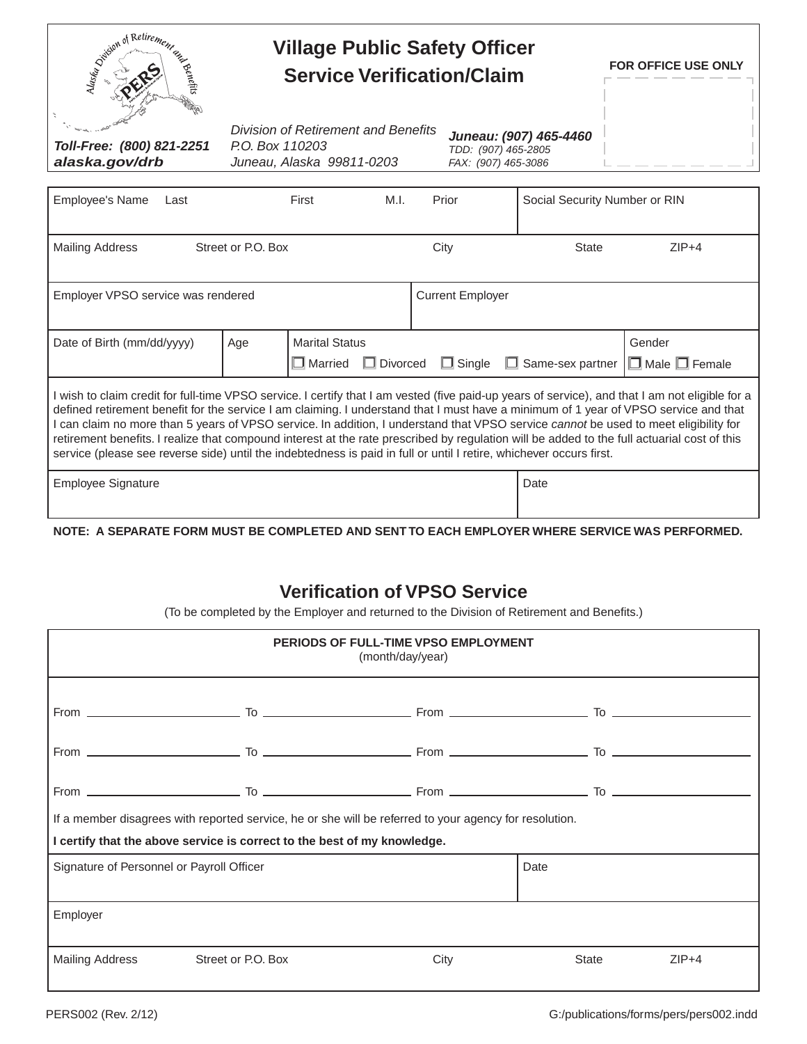# Village Public Safety Officer Service Verification/Claim

**FOR OFFICE USE ONLY**

**Toll-Free: (800) 821-2251**
**alaska.gov/drb**

*Division of Retirement and Benefits*
*P.O. Box 110203*
*Juneau, Alaska 99811-0203*

***Juneau: (907) 465-4460***
*TDD: (907) 465-2805*
*FAX: (907) 465-3086*

| Employee's Name Last | First | M.I. | Prior | Social Security Number or RIN |
|---|---|---|---|---|
| | | | | |

| Mailing Address Street or P.O. Box | City | State | ZIP+4 |
|---|---|---|---|
| | | | |

| Employer VPSO service was rendered | Current Employer |
|---|---|
| | |

| Date of Birth (mm/dd/yyyy) | Age | Marital Status | Gender |
|---|---|---|---|
| | | ☐ Married ☐ Divorced ☐ Single ☐ Same-sex partner | ☐ Male ☐ Female |

I wish to claim credit for full-time VPSO service. I certify that I am vested (five paid-up years of service), and that I am not eligible for a defined retirement benefit for the service I am claiming. I understand that I must have a minimum of 1 year of VPSO service and that I can claim no more than 5 years of VPSO service. In addition, I understand that VPSO service *cannot* be used to meet eligibility for retirement benefits. I realize that compound interest at the rate prescribed by regulation will be added to the full actuarial cost of this service (please see reverse side) until the indebtedness is paid in full or until I retire, whichever occurs first.

| Employee Signature | Date |
|---|---|
| | |

**NOTE: A SEPARATE FORM MUST BE COMPLETED AND SENT TO EACH EMPLOYER WHERE SERVICE WAS PERFORMED.**

## Verification of VPSO Service

(To be completed by the Employer and returned to the Division of Retirement and Benefits.)

**PERIODS OF FULL-TIME VPSO EMPLOYMENT**
(month/day/year)

From ____________ To ____________ From ____________ To ____________

From ____________ To ____________ From ____________ To ____________

From ____________ To ____________ From ____________ To ____________

If a member disagrees with reported service, he or she will be referred to your agency for resolution.

**I certify that the above service is correct to the best of my knowledge.**

| Signature of Personnel or Payroll Officer | Date |
|---|---|
| | |

| Employer |
|---|
| |

| Mailing Address Street or P.O. Box | City | State | ZIP+4 |
|---|---|---|---|
| | | | |

PERS002 (Rev. 2/12) G:/publications/forms/pers/pers002.indd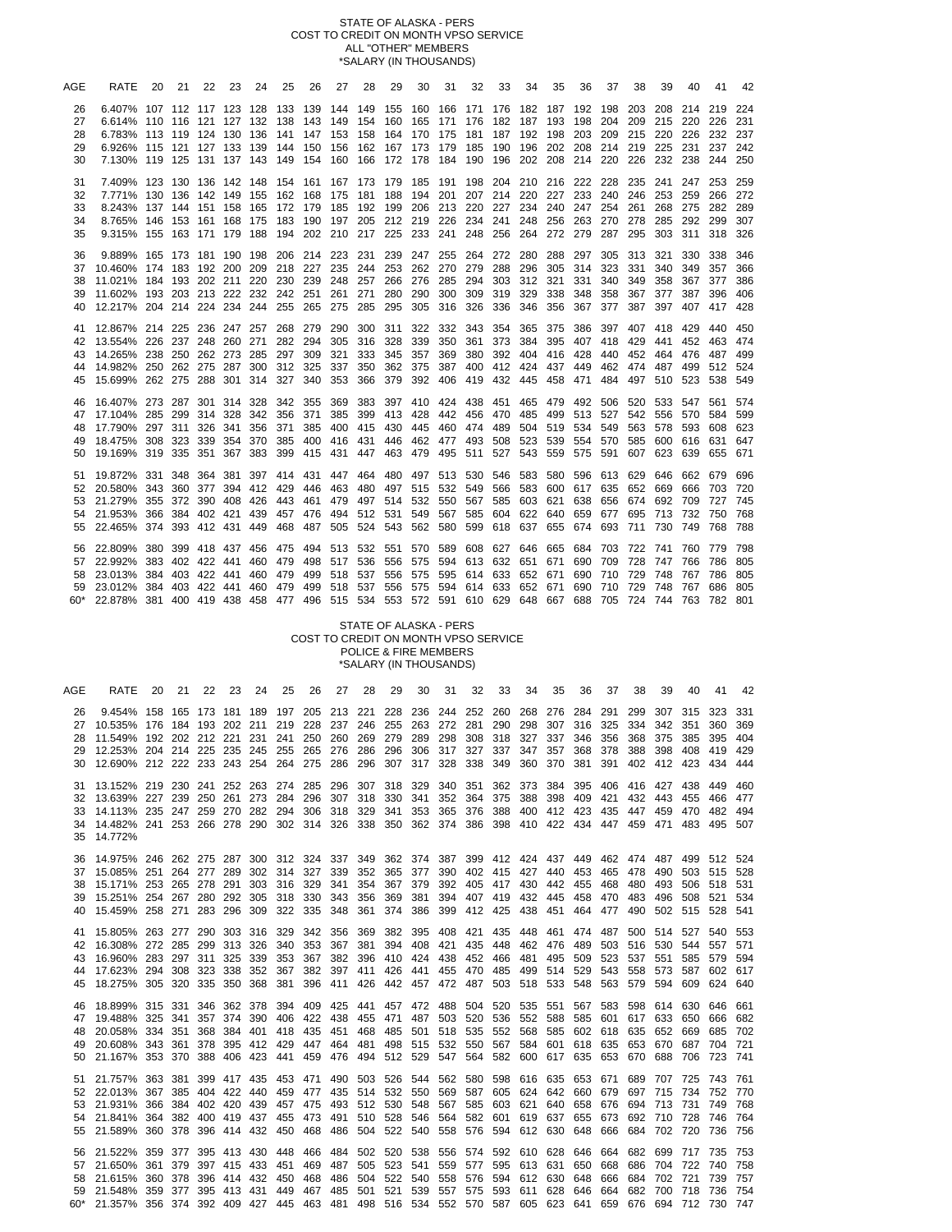STATE OF ALASKA - PERS
COST TO CREDIT ON MONTH VPSO SERVICE
ALL "OTHER" MEMBERS
*SALARY (IN THOUSANDS)

| AGE | RATE | 20 | 21 | 22 | 23 | 24 | 25 | 26 | 27 | 28 | 29 | 30 | 31 | 32 | 33 | 34 | 35 | 36 | 37 | 38 | 39 | 40 | 41 | 42 |
|---|---|---|---|---|---|---|---|---|---|---|---|---|---|---|---|---|---|---|---|---|---|---|---|---|
| 26 | 6.407% | 107 | 112 | 117 | 123 | 128 | 133 | 139 | 144 | 149 | 155 | 160 | 166 | 171 | 176 | 182 | 187 | 192 | 198 | 203 | 208 | 214 | 219 | 224 |
| 27 | 6.614% | 110 | 116 | 121 | 127 | 132 | 138 | 143 | 149 | 154 | 160 | 165 | 171 | 176 | 182 | 187 | 193 | 198 | 204 | 209 | 215 | 220 | 226 | 231 |
| 28 | 6.783% | 113 | 119 | 124 | 130 | 136 | 141 | 147 | 153 | 158 | 164 | 170 | 175 | 181 | 187 | 192 | 198 | 203 | 209 | 215 | 220 | 226 | 232 | 237 |
| 29 | 6.926% | 115 | 121 | 127 | 133 | 139 | 144 | 150 | 156 | 162 | 167 | 173 | 179 | 185 | 190 | 196 | 202 | 208 | 214 | 219 | 225 | 231 | 237 | 242 |
| 30 | 7.130% | 119 | 125 | 131 | 137 | 143 | 149 | 154 | 160 | 166 | 172 | 178 | 184 | 190 | 196 | 202 | 208 | 214 | 220 | 226 | 232 | 238 | 244 | 250 |
| 31 | 7.409% | 123 | 130 | 136 | 142 | 148 | 154 | 161 | 167 | 173 | 179 | 185 | 191 | 198 | 204 | 210 | 216 | 222 | 228 | 235 | 241 | 247 | 253 | 259 |
| 32 | 7.771% | 130 | 136 | 142 | 149 | 155 | 162 | 168 | 175 | 181 | 188 | 194 | 201 | 207 | 214 | 220 | 227 | 233 | 240 | 246 | 253 | 259 | 266 | 272 |
| 33 | 8.243% | 137 | 144 | 151 | 158 | 165 | 172 | 179 | 185 | 192 | 199 | 206 | 213 | 220 | 227 | 234 | 240 | 247 | 254 | 261 | 268 | 275 | 282 | 289 |
| 34 | 8.765% | 146 | 153 | 161 | 168 | 175 | 183 | 190 | 197 | 205 | 212 | 219 | 226 | 234 | 241 | 248 | 256 | 263 | 270 | 278 | 285 | 292 | 299 | 307 |
| 35 | 9.315% | 155 | 163 | 171 | 179 | 188 | 194 | 202 | 210 | 217 | 225 | 233 | 241 | 248 | 256 | 264 | 272 | 279 | 287 | 295 | 303 | 311 | 318 | 326 |
| 36 | 9.889% | 165 | 173 | 181 | 190 | 198 | 206 | 214 | 223 | 231 | 239 | 247 | 255 | 264 | 272 | 280 | 288 | 297 | 305 | 313 | 321 | 330 | 338 | 346 |
| 37 | 10.460% | 174 | 183 | 192 | 200 | 209 | 218 | 227 | 235 | 244 | 253 | 262 | 270 | 279 | 288 | 296 | 305 | 314 | 323 | 331 | 340 | 349 | 357 | 366 |
| 38 | 11.021% | 184 | 193 | 202 | 211 | 220 | 230 | 239 | 248 | 257 | 266 | 276 | 285 | 294 | 303 | 312 | 321 | 331 | 340 | 349 | 358 | 367 | 377 | 386 |
| 39 | 11.602% | 193 | 203 | 213 | 222 | 232 | 242 | 251 | 261 | 271 | 280 | 290 | 300 | 309 | 319 | 329 | 338 | 348 | 358 | 367 | 377 | 387 | 396 | 406 |
| 40 | 12.217% | 204 | 214 | 224 | 234 | 244 | 255 | 265 | 275 | 285 | 295 | 305 | 316 | 326 | 336 | 346 | 356 | 367 | 377 | 387 | 397 | 407 | 417 | 428 |
| 41 | 12.867% | 214 | 225 | 236 | 247 | 257 | 268 | 279 | 290 | 300 | 311 | 322 | 332 | 343 | 354 | 365 | 375 | 386 | 397 | 407 | 418 | 429 | 440 | 450 |
| 42 | 13.554% | 226 | 237 | 248 | 260 | 271 | 282 | 294 | 305 | 316 | 328 | 339 | 350 | 361 | 373 | 384 | 395 | 407 | 418 | 429 | 441 | 452 | 463 | 474 |
| 43 | 14.265% | 238 | 250 | 262 | 273 | 285 | 297 | 309 | 321 | 333 | 345 | 357 | 369 | 380 | 392 | 404 | 416 | 428 | 440 | 452 | 464 | 476 | 487 | 499 |
| 44 | 14.982% | 250 | 262 | 275 | 287 | 300 | 312 | 325 | 337 | 350 | 362 | 375 | 387 | 400 | 412 | 424 | 437 | 449 | 462 | 474 | 487 | 499 | 512 | 524 |
| 45 | 15.699% | 262 | 275 | 288 | 301 | 314 | 327 | 340 | 353 | 366 | 379 | 392 | 406 | 419 | 432 | 445 | 458 | 471 | 484 | 497 | 510 | 523 | 538 | 549 |
| 46 | 16.407% | 273 | 287 | 301 | 314 | 328 | 342 | 355 | 369 | 383 | 397 | 410 | 424 | 438 | 451 | 465 | 479 | 492 | 506 | 520 | 533 | 547 | 561 | 574 |
| 47 | 17.104% | 285 | 299 | 314 | 328 | 342 | 356 | 371 | 385 | 399 | 413 | 428 | 442 | 456 | 470 | 485 | 499 | 513 | 527 | 542 | 556 | 570 | 584 | 599 |
| 48 | 17.790% | 297 | 311 | 326 | 341 | 356 | 371 | 385 | 400 | 415 | 430 | 445 | 460 | 474 | 489 | 504 | 519 | 534 | 549 | 563 | 578 | 593 | 608 | 623 |
| 49 | 18.475% | 308 | 323 | 339 | 354 | 370 | 385 | 400 | 416 | 431 | 446 | 462 | 477 | 493 | 508 | 523 | 539 | 554 | 570 | 585 | 600 | 616 | 631 | 647 |
| 50 | 19.169% | 319 | 335 | 351 | 367 | 383 | 399 | 415 | 431 | 447 | 463 | 479 | 495 | 511 | 527 | 543 | 559 | 575 | 591 | 607 | 623 | 639 | 655 | 671 |
| 51 | 19.872% | 331 | 348 | 364 | 381 | 397 | 414 | 431 | 447 | 464 | 480 | 497 | 513 | 530 | 546 | 583 | 580 | 596 | 613 | 629 | 646 | 662 | 679 | 696 |
| 52 | 20.580% | 343 | 360 | 377 | 394 | 412 | 429 | 446 | 463 | 480 | 497 | 515 | 532 | 549 | 566 | 583 | 600 | 617 | 635 | 652 | 669 | 666 | 703 | 720 |
| 53 | 21.279% | 355 | 372 | 390 | 408 | 426 | 443 | 461 | 479 | 497 | 514 | 532 | 550 | 567 | 585 | 603 | 621 | 638 | 656 | 674 | 692 | 709 | 727 | 745 |
| 54 | 21.953% | 366 | 384 | 402 | 421 | 439 | 457 | 476 | 494 | 512 | 531 | 549 | 567 | 585 | 604 | 622 | 640 | 659 | 677 | 695 | 713 | 732 | 750 | 768 |
| 55 | 22.465% | 374 | 393 | 412 | 431 | 449 | 468 | 487 | 505 | 524 | 543 | 562 | 580 | 599 | 618 | 637 | 655 | 674 | 693 | 711 | 730 | 749 | 768 | 788 |
| 56 | 22.809% | 380 | 399 | 418 | 437 | 456 | 475 | 494 | 513 | 532 | 551 | 570 | 589 | 608 | 627 | 646 | 665 | 684 | 703 | 722 | 741 | 760 | 779 | 798 |
| 57 | 22.992% | 383 | 402 | 422 | 441 | 460 | 479 | 498 | 517 | 536 | 556 | 575 | 594 | 613 | 632 | 651 | 671 | 690 | 709 | 728 | 747 | 766 | 786 | 805 |
| 58 | 23.013% | 384 | 403 | 422 | 441 | 460 | 479 | 499 | 518 | 537 | 556 | 575 | 595 | 614 | 633 | 652 | 671 | 690 | 710 | 729 | 748 | 767 | 786 | 805 |
| 59 | 23.012% | 384 | 403 | 422 | 441 | 460 | 479 | 499 | 518 | 537 | 556 | 575 | 594 | 614 | 633 | 652 | 671 | 690 | 710 | 729 | 748 | 767 | 686 | 805 |
| 60* | 22.878% | 381 | 400 | 419 | 438 | 458 | 477 | 496 | 515 | 534 | 553 | 572 | 591 | 610 | 629 | 648 | 667 | 688 | 705 | 724 | 744 | 763 | 782 | 801 |

STATE OF ALASKA - PERS
COST TO CREDIT ON MONTH VPSO SERVICE
POLICE & FIRE MEMBERS
*SALARY (IN THOUSANDS)

| AGE | RATE | 20 | 21 | 22 | 23 | 24 | 25 | 26 | 27 | 28 | 29 | 30 | 31 | 32 | 33 | 34 | 35 | 36 | 37 | 38 | 39 | 40 | 41 | 42 |
|---|---|---|---|---|---|---|---|---|---|---|---|---|---|---|---|---|---|---|---|---|---|---|---|---|
| 26 | 9.454% | 158 | 165 | 173 | 181 | 189 | 197 | 205 | 213 | 221 | 228 | 236 | 244 | 252 | 260 | 268 | 276 | 284 | 291 | 299 | 307 | 315 | 323 | 331 |
| 27 | 10.535% | 176 | 184 | 193 | 202 | 211 | 219 | 228 | 237 | 246 | 255 | 263 | 272 | 281 | 290 | 298 | 307 | 316 | 325 | 334 | 342 | 351 | 360 | 369 |
| 28 | 11.549% | 192 | 202 | 212 | 221 | 231 | 241 | 250 | 260 | 269 | 279 | 289 | 298 | 308 | 318 | 327 | 337 | 346 | 356 | 368 | 375 | 385 | 395 | 404 |
| 29 | 12.253% | 204 | 214 | 225 | 235 | 245 | 255 | 265 | 276 | 286 | 296 | 306 | 317 | 327 | 337 | 347 | 357 | 368 | 378 | 388 | 398 | 408 | 419 | 429 |
| 30 | 12.690% | 212 | 222 | 233 | 243 | 254 | 264 | 275 | 286 | 296 | 307 | 317 | 328 | 338 | 349 | 360 | 370 | 381 | 391 | 402 | 412 | 423 | 434 | 444 |
| 31 | 13.152% | 219 | 230 | 241 | 252 | 263 | 274 | 285 | 296 | 307 | 318 | 329 | 340 | 351 | 362 | 373 | 384 | 395 | 406 | 416 | 427 | 438 | 449 | 460 |
| 32 | 13.639% | 227 | 239 | 250 | 261 | 273 | 284 | 296 | 307 | 318 | 330 | 341 | 352 | 364 | 375 | 388 | 398 | 409 | 421 | 432 | 443 | 455 | 466 | 477 |
| 33 | 14.113% | 235 | 247 | 259 | 270 | 282 | 294 | 306 | 318 | 329 | 341 | 353 | 365 | 376 | 388 | 400 | 412 | 423 | 435 | 447 | 459 | 470 | 482 | 494 |
| 34 | 14.482% | 241 | 253 | 266 | 278 | 290 | 302 | 314 | 326 | 338 | 350 | 362 | 374 | 386 | 398 | 410 | 422 | 434 | 447 | 459 | 471 | 483 | 495 | 507 |
| 35 | 14.772% | | | | | | | | | | | | | | | | | | | | | | | |
| 36 | 14.975% | 246 | 262 | 275 | 287 | 300 | 312 | 324 | 337 | 349 | 362 | 374 | 387 | 399 | 412 | 424 | 437 | 449 | 462 | 474 | 487 | 499 | 512 | 524 |
| 37 | 15.085% | 251 | 264 | 277 | 289 | 302 | 314 | 327 | 339 | 352 | 365 | 377 | 390 | 402 | 415 | 427 | 440 | 453 | 465 | 478 | 490 | 503 | 515 | 528 |
| 38 | 15.171% | 253 | 265 | 278 | 291 | 303 | 316 | 329 | 341 | 354 | 367 | 379 | 392 | 405 | 417 | 430 | 442 | 455 | 468 | 480 | 493 | 506 | 518 | 531 |
| 39 | 15.251% | 254 | 267 | 280 | 292 | 305 | 318 | 330 | 343 | 356 | 369 | 381 | 394 | 407 | 419 | 432 | 445 | 458 | 470 | 483 | 496 | 508 | 521 | 534 |
| 40 | 15.459% | 258 | 271 | 283 | 296 | 309 | 322 | 335 | 348 | 361 | 374 | 386 | 399 | 412 | 425 | 438 | 451 | 464 | 477 | 490 | 502 | 515 | 528 | 541 |
| 41 | 15.805% | 263 | 277 | 290 | 303 | 316 | 329 | 342 | 356 | 369 | 382 | 395 | 408 | 421 | 435 | 448 | 461 | 474 | 487 | 500 | 514 | 527 | 540 | 553 |
| 42 | 16.308% | 272 | 285 | 299 | 313 | 326 | 340 | 353 | 367 | 381 | 394 | 408 | 421 | 435 | 448 | 462 | 476 | 489 | 503 | 516 | 530 | 544 | 557 | 571 |
| 43 | 16.960% | 283 | 297 | 311 | 325 | 339 | 353 | 367 | 382 | 396 | 410 | 424 | 438 | 452 | 466 | 481 | 495 | 509 | 523 | 537 | 551 | 585 | 579 | 594 |
| 44 | 17.623% | 294 | 308 | 323 | 338 | 352 | 367 | 382 | 397 | 411 | 426 | 441 | 455 | 470 | 485 | 499 | 514 | 529 | 543 | 558 | 573 | 587 | 602 | 617 |
| 45 | 18.275% | 305 | 320 | 335 | 350 | 368 | 381 | 396 | 411 | 426 | 442 | 457 | 472 | 487 | 503 | 518 | 533 | 548 | 563 | 579 | 594 | 609 | 624 | 640 |
| 46 | 18.899% | 315 | 331 | 346 | 362 | 378 | 394 | 409 | 425 | 441 | 457 | 472 | 488 | 504 | 520 | 535 | 551 | 567 | 583 | 598 | 614 | 630 | 646 | 661 |
| 47 | 19.488% | 325 | 341 | 357 | 374 | 390 | 406 | 422 | 438 | 455 | 471 | 487 | 503 | 520 | 536 | 552 | 588 | 585 | 601 | 617 | 633 | 650 | 666 | 682 |
| 48 | 20.058% | 334 | 351 | 368 | 384 | 401 | 418 | 435 | 451 | 468 | 485 | 501 | 518 | 535 | 552 | 568 | 585 | 602 | 618 | 635 | 652 | 669 | 685 | 702 |
| 49 | 20.608% | 343 | 361 | 378 | 395 | 412 | 429 | 447 | 464 | 481 | 498 | 515 | 532 | 550 | 567 | 584 | 601 | 618 | 635 | 653 | 670 | 687 | 704 | 721 |
| 50 | 21.167% | 353 | 370 | 388 | 406 | 423 | 441 | 459 | 476 | 494 | 512 | 529 | 547 | 564 | 582 | 600 | 617 | 635 | 653 | 670 | 688 | 706 | 723 | 741 |
| 51 | 21.757% | 363 | 381 | 399 | 417 | 435 | 453 | 471 | 490 | 503 | 526 | 544 | 562 | 580 | 598 | 616 | 635 | 653 | 671 | 689 | 707 | 725 | 743 | 761 |
| 52 | 22.013% | 367 | 385 | 404 | 422 | 440 | 459 | 477 | 435 | 514 | 532 | 550 | 569 | 587 | 605 | 624 | 642 | 660 | 679 | 697 | 715 | 734 | 752 | 770 |
| 53 | 21.931% | 366 | 384 | 402 | 420 | 439 | 457 | 475 | 493 | 512 | 530 | 548 | 567 | 585 | 603 | 621 | 640 | 658 | 676 | 694 | 713 | 731 | 749 | 768 |
| 54 | 21.841% | 364 | 382 | 400 | 419 | 437 | 455 | 473 | 491 | 510 | 528 | 546 | 564 | 582 | 601 | 619 | 637 | 655 | 673 | 692 | 710 | 728 | 746 | 764 |
| 55 | 21.589% | 360 | 378 | 396 | 414 | 432 | 450 | 468 | 486 | 504 | 522 | 540 | 558 | 576 | 594 | 612 | 630 | 648 | 666 | 684 | 702 | 720 | 736 | 756 |
| 56 | 21.522% | 359 | 377 | 395 | 413 | 430 | 448 | 466 | 484 | 502 | 520 | 538 | 556 | 574 | 592 | 610 | 628 | 646 | 664 | 682 | 699 | 717 | 735 | 753 |
| 57 | 21.650% | 361 | 379 | 397 | 415 | 433 | 451 | 469 | 487 | 505 | 523 | 541 | 559 | 577 | 595 | 613 | 631 | 650 | 668 | 686 | 704 | 722 | 740 | 758 |
| 58 | 21.615% | 360 | 378 | 396 | 414 | 432 | 450 | 468 | 486 | 504 | 522 | 540 | 558 | 576 | 594 | 612 | 630 | 648 | 666 | 684 | 702 | 721 | 739 | 757 |
| 59 | 21.548% | 359 | 377 | 395 | 413 | 431 | 449 | 467 | 485 | 501 | 521 | 539 | 557 | 575 | 593 | 611 | 628 | 646 | 664 | 682 | 700 | 718 | 736 | 754 |
| 60* | 21.357% | 356 | 374 | 392 | 409 | 427 | 445 | 463 | 481 | 498 | 516 | 534 | 552 | 570 | 587 | 605 | 623 | 641 | 659 | 676 | 694 | 712 | 730 | 747 |